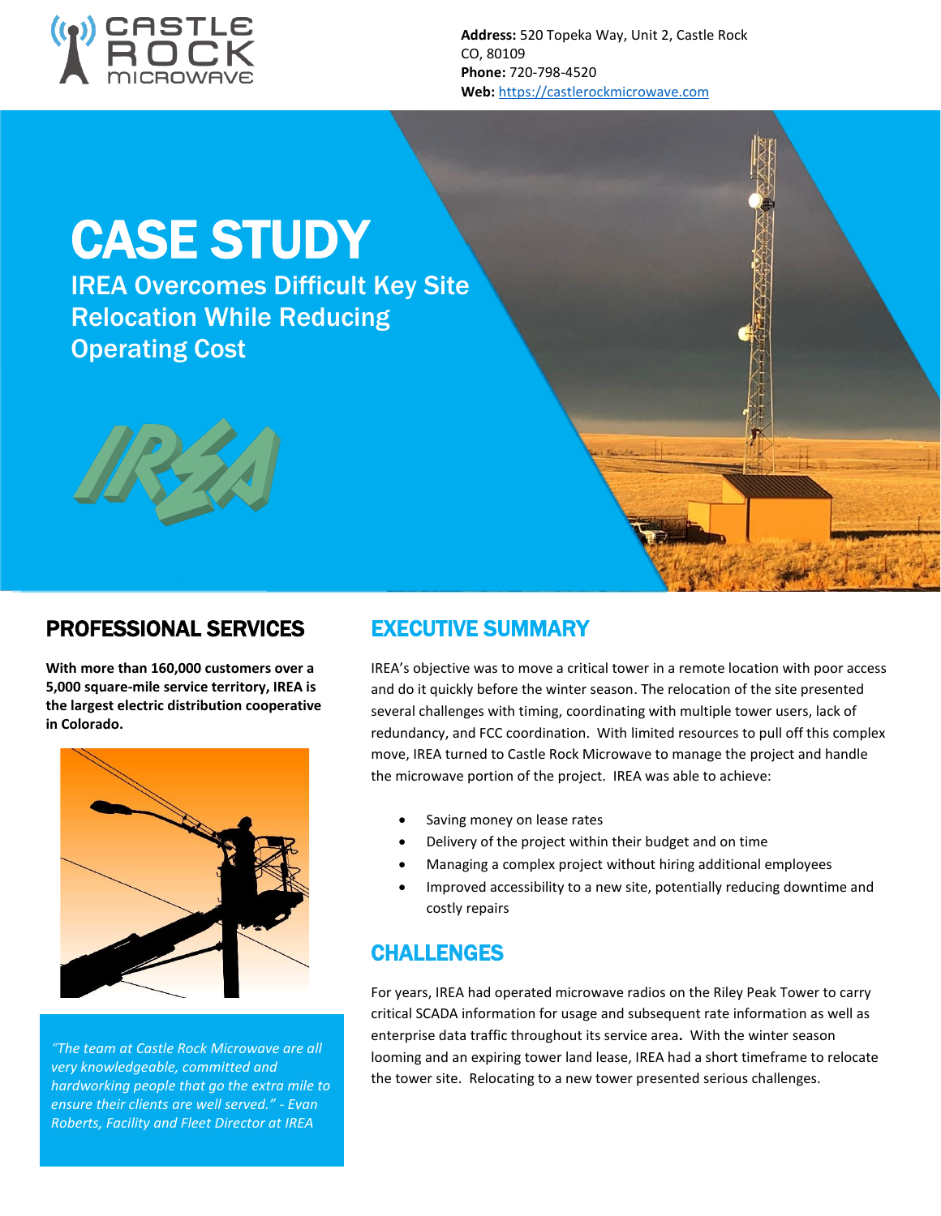**Address:** 520 Topeka Way, Unit 2, Castle Rock CO, 80109
**Phone:** 720-798-4520
**Web:** https://castlerockmicrowave.com

# CASE STUDY

## IREA Overcomes Difficult Key Site Relocation While Reducing Operating Cost

## PROFESSIONAL SERVICES

**With more than 160,000 customers over a 5,000 square-mile service territory, IREA is the largest electric distribution cooperative in Colorado.**

*"The team at Castle Rock Microwave are all very knowledgeable, committed and hardworking people that go the extra mile to ensure their clients are well served." - Evan Roberts, Facility and Fleet Director at IREA*

## EXECUTIVE SUMMARY

IREA's objective was to move a critical tower in a remote location with poor access and do it quickly before the winter season. The relocation of the site presented several challenges with timing, coordinating with multiple tower users, lack of redundancy, and FCC coordination. With limited resources to pull off this complex move, IREA turned to Castle Rock Microwave to manage the project and handle the microwave portion of the project. IREA was able to achieve:

- Saving money on lease rates
- Delivery of the project within their budget and on time
- Managing a complex project without hiring additional employees
- Improved accessibility to a new site, potentially reducing downtime and costly repairs

## CHALLENGES

For years, IREA had operated microwave radios on the Riley Peak Tower to carry critical SCADA information for usage and subsequent rate information as well as enterprise data traffic throughout its service area. With the winter season looming and an expiring tower land lease, IREA had a short timeframe to relocate the tower site. Relocating to a new tower presented serious challenges.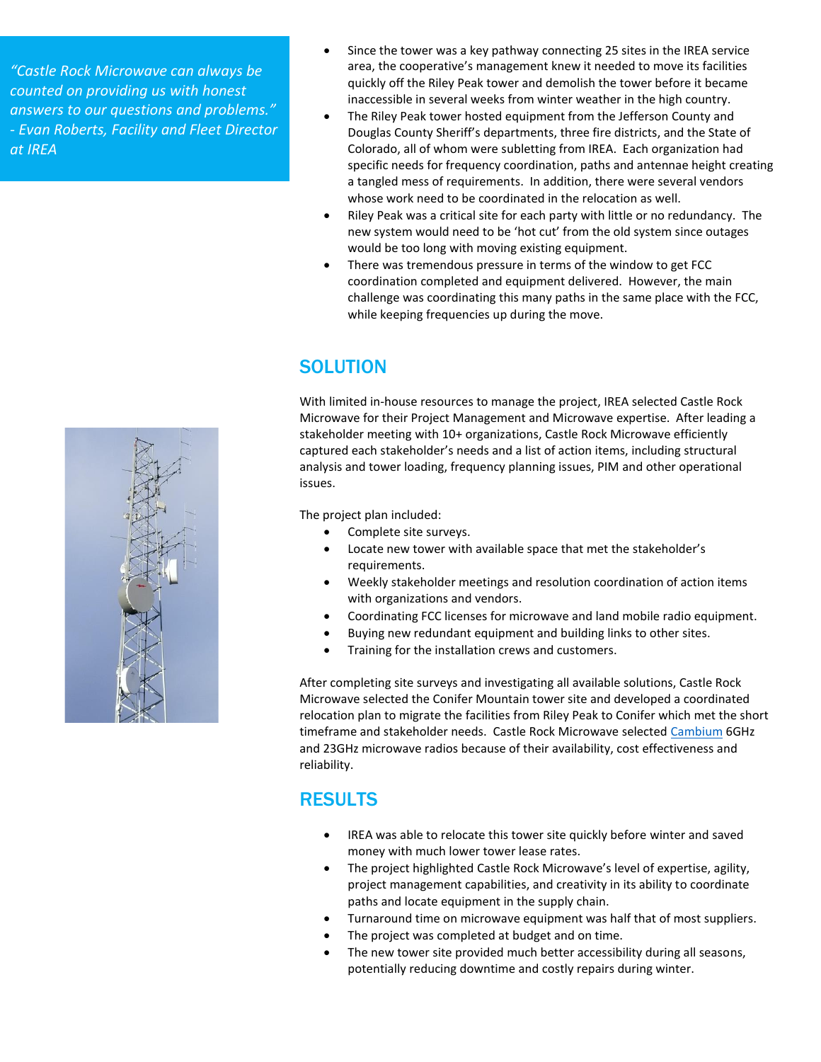*"Castle Rock Microwave can always be counted on providing us with honest answers to our questions and problems." - Evan Roberts, Facility and Fleet Director at IREA*

- Since the tower was a key pathway connecting 25 sites in the IREA service area, the cooperative's management knew it needed to move its facilities quickly off the Riley Peak tower and demolish the tower before it became inaccessible in several weeks from winter weather in the high country.
- The Riley Peak tower hosted equipment from the Jefferson County and Douglas County Sheriff's departments, three fire districts, and the State of Colorado, all of whom were subletting from IREA. Each organization had specific needs for frequency coordination, paths and antennae height creating a tangled mess of requirements. In addition, there were several vendors whose work need to be coordinated in the relocation as well.
- Riley Peak was a critical site for each party with little or no redundancy. The new system would need to be 'hot cut' from the old system since outages would be too long with moving existing equipment.
- There was tremendous pressure in terms of the window to get FCC coordination completed and equipment delivered. However, the main challenge was coordinating this many paths in the same place with the FCC, while keeping frequencies up during the move.

## SOLUTION

With limited in-house resources to manage the project, IREA selected Castle Rock Microwave for their Project Management and Microwave expertise. After leading a stakeholder meeting with 10+ organizations, Castle Rock Microwave efficiently captured each stakeholder's needs and a list of action items, including structural analysis and tower loading, frequency planning issues, PIM and other operational issues.

The project plan included:

- Complete site surveys.
- Locate new tower with available space that met the stakeholder's requirements.
- Weekly stakeholder meetings and resolution coordination of action items with organizations and vendors.
- Coordinating FCC licenses for microwave and land mobile radio equipment.
- Buying new redundant equipment and building links to other sites.
- Training for the installation crews and customers.

After completing site surveys and investigating all available solutions, Castle Rock Microwave selected the Conifer Mountain tower site and developed a coordinated relocation plan to migrate the facilities from Riley Peak to Conifer which met the short timeframe and stakeholder needs. Castle Rock Microwave selected Cambium 6GHz and 23GHz microwave radios because of their availability, cost effectiveness and reliability.

## RESULTS

- IREA was able to relocate this tower site quickly before winter and saved money with much lower tower lease rates.
- The project highlighted Castle Rock Microwave's level of expertise, agility, project management capabilities, and creativity in its ability to coordinate paths and locate equipment in the supply chain.
- Turnaround time on microwave equipment was half that of most suppliers.
- The project was completed at budget and on time.
- The new tower site provided much better accessibility during all seasons, potentially reducing downtime and costly repairs during winter.